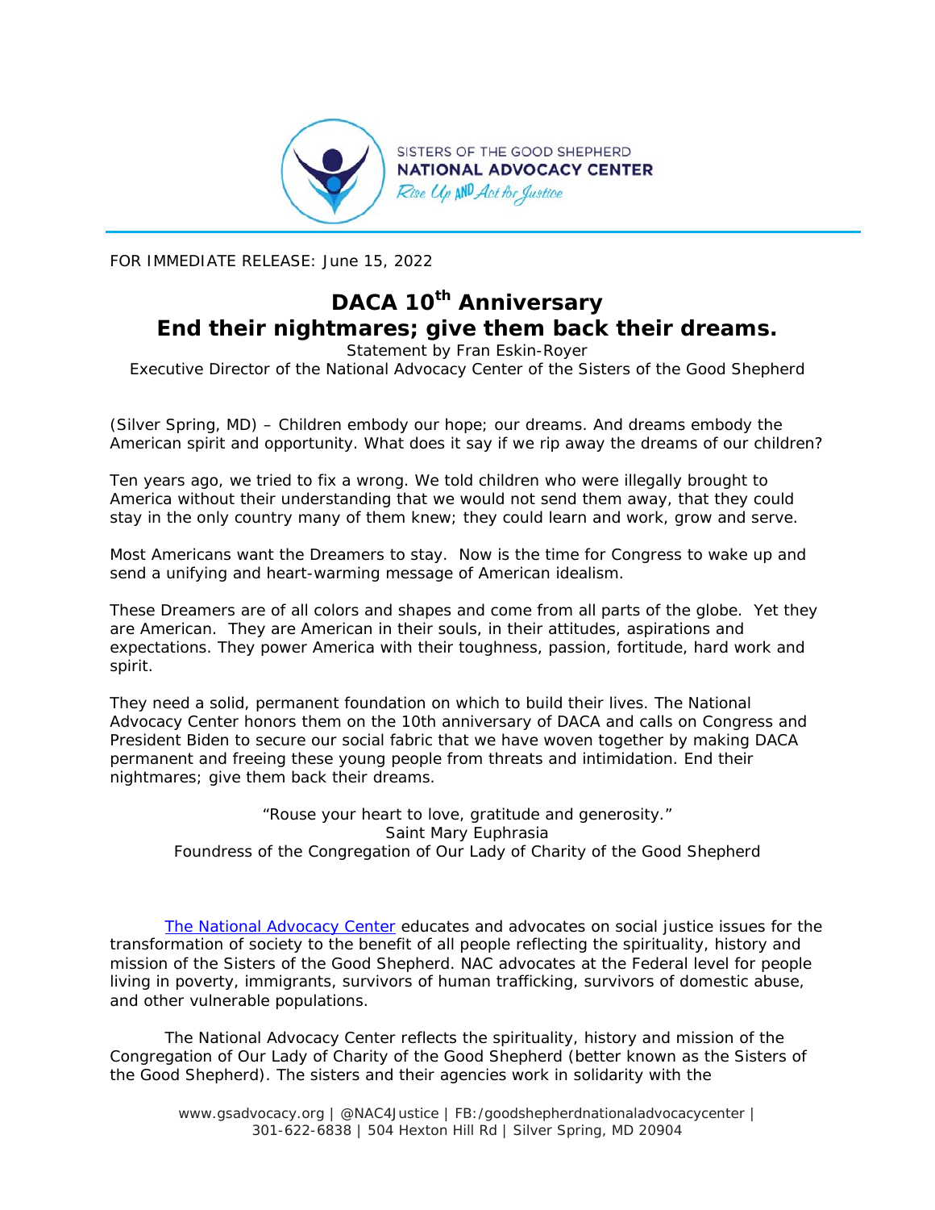SISTERS OF THE GOOD SHEPHERD
**NATIONAL ADVOCACY CENTER**
*Rise Up AND Act for Justice*

FOR IMMEDIATE RELEASE: June 15, 2022

# DACA 10th Anniversary
# End their nightmares; give them back their dreams.

Statement by Fran Eskin-Royer
Executive Director of the National Advocacy Center of the Sisters of the Good Shepherd

(Silver Spring, MD) – Children embody our hope; our dreams. And dreams embody the American spirit and opportunity. What does it say if we rip away the dreams of our children?

Ten years ago, we tried to fix a wrong. We told children who were illegally brought to America without their understanding that we would not send them away, that they could stay in the only country many of them knew; they could learn and work, grow and serve.

Most Americans want the Dreamers to stay. Now is the time for Congress to wake up and send a unifying and heart-warming message of American idealism.

These Dreamers are of all colors and shapes and come from all parts of the globe. Yet they are American. They are American in their souls, in their attitudes, aspirations and expectations. They power America with their toughness, passion, fortitude, hard work and spirit.

They need a solid, permanent foundation on which to build their lives. The National Advocacy Center honors them on the 10th anniversary of DACA and calls on Congress and President Biden to secure our social fabric that we have woven together by making DACA permanent and freeing these young people from threats and intimidation. End their nightmares; give them back their dreams.

"Rouse your heart to love, gratitude and generosity."
Saint Mary Euphrasia
Foundress of the Congregation of Our Lady of Charity of the Good Shepherd

[The National Advocacy Center](https://www.gsadvocacy.org) educates and advocates on social justice issues for the transformation of society to the benefit of all people reflecting the spirituality, history and mission of the Sisters of the Good Shepherd. NAC advocates at the Federal level for people living in poverty, immigrants, survivors of human trafficking, survivors of domestic abuse, and other vulnerable populations.

The National Advocacy Center reflects the spirituality, history and mission of the Congregation of Our Lady of Charity of the Good Shepherd (better known as the Sisters of the Good Shepherd). The sisters and their agencies work in solidarity with the

www.gsadvocacy.org | @NAC4Justice | FB:/goodshepherdnationaladvocacycenter | 301-622-6838 | 504 Hexton Hill Rd | Silver Spring, MD 20904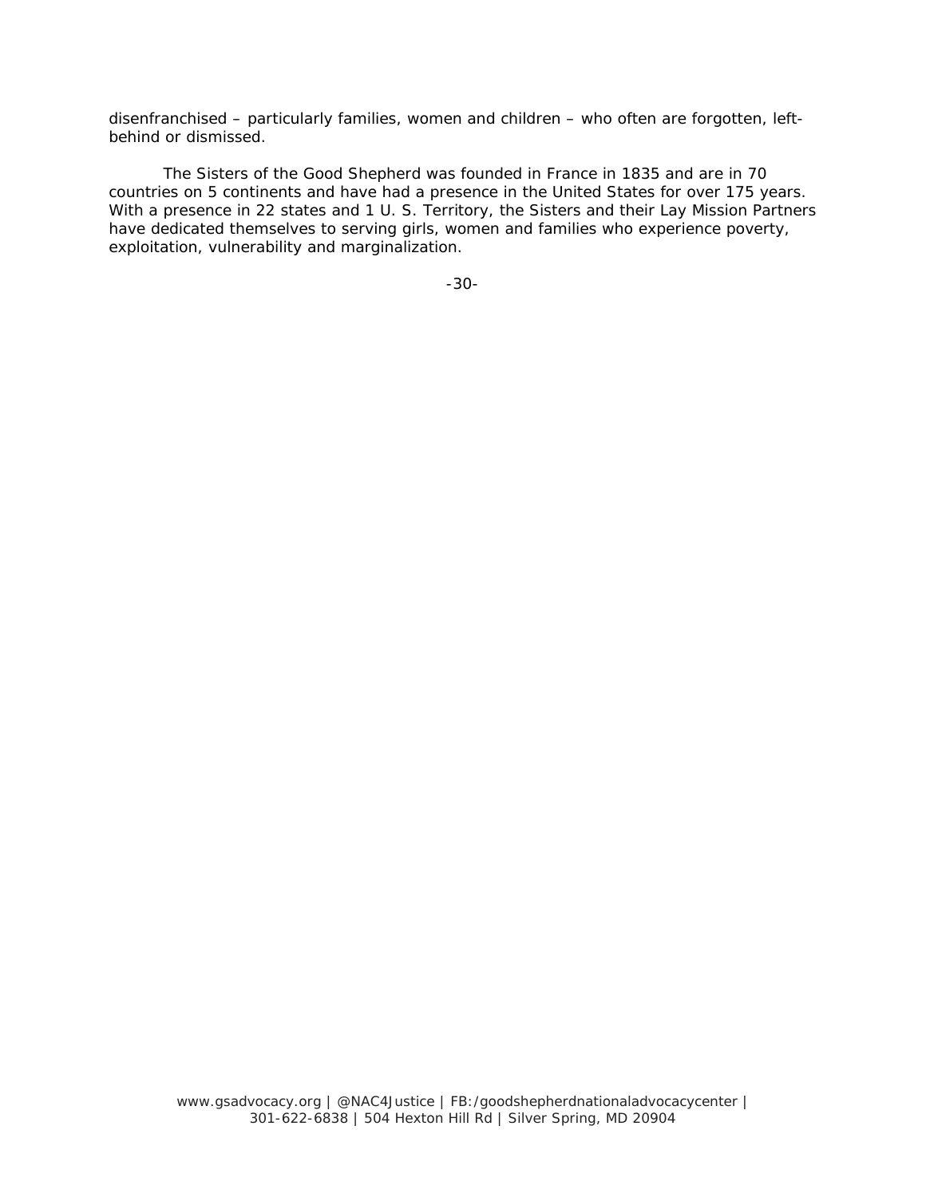disenfranchised – particularly families, women and children – who often are forgotten, left-behind or dismissed.

The Sisters of the Good Shepherd was founded in France in 1835 and are in 70 countries on 5 continents and have had a presence in the United States for over 175 years. With a presence in 22 states and 1 U. S. Territory, the Sisters and their Lay Mission Partners have dedicated themselves to serving girls, women and families who experience poverty, exploitation, vulnerability and marginalization.

-30-

www.gsadvocacy.org | @NAC4Justice | FB:/goodshepherdnationaladvocacycenter | 301-622-6838 | 504 Hexton Hill Rd | Silver Spring, MD 20904